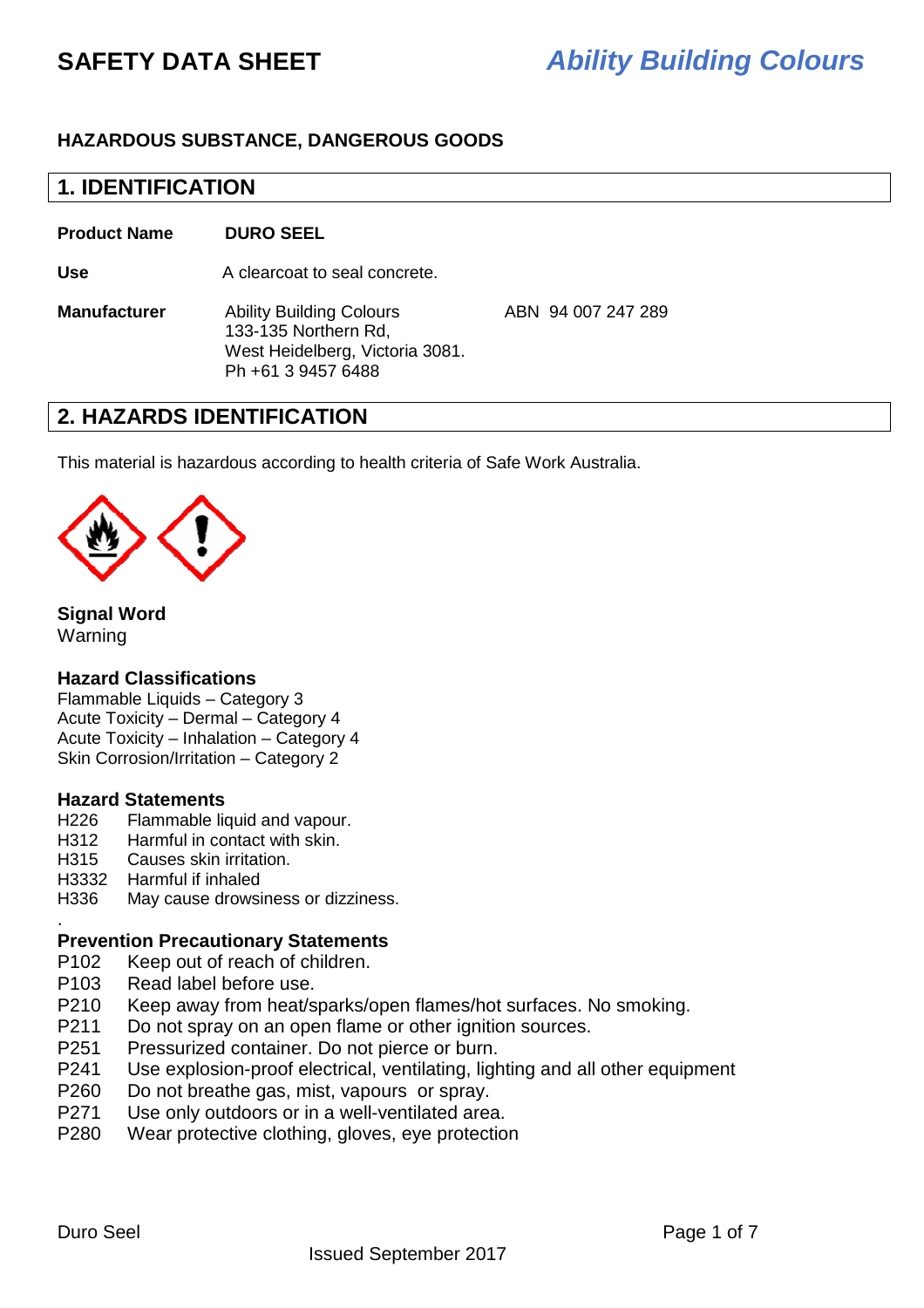# SAFETY DATA SHEET

***Ability Building Colours***

**HAZARDOUS SUBSTANCE, DANGEROUS GOODS**

## 1. IDENTIFICATION

**Product Name** **DURO SEEL**

**Use** A clearcoat to seal concrete.

**Manufacturer** Ability Building Colours
133-135 Northern Rd,
West Heidelberg, Victoria 3081.
Ph +61 3 9457 6488

ABN 94 007 247 289

## 2. HAZARDS IDENTIFICATION

This material is hazardous according to health criteria of Safe Work Australia.

**Signal Word**
Warning

**Hazard Classifications**
Flammable Liquids – Category 3
Acute Toxicity – Dermal – Category 4
Acute Toxicity – Inhalation – Category 4
Skin Corrosion/Irritation – Category 2

**Hazard Statements**
H226 Flammable liquid and vapour.
H312 Harmful in contact with skin.
H315 Causes skin irritation.
H3332 Harmful if inhaled
H336 May cause drowsiness or dizziness.

.

**Prevention Precautionary Statements**
P102 Keep out of reach of children.
P103 Read label before use.
P210 Keep away from heat/sparks/open flames/hot surfaces. No smoking.
P211 Do not spray on an open flame or other ignition sources.
P251 Pressurized container. Do not pierce or burn.
P241 Use explosion-proof electrical, ventilating, lighting and all other equipment
P260 Do not breathe gas, mist, vapours or spray.
P271 Use only outdoors or in a well-ventilated area.
P280 Wear protective clothing, gloves, eye protection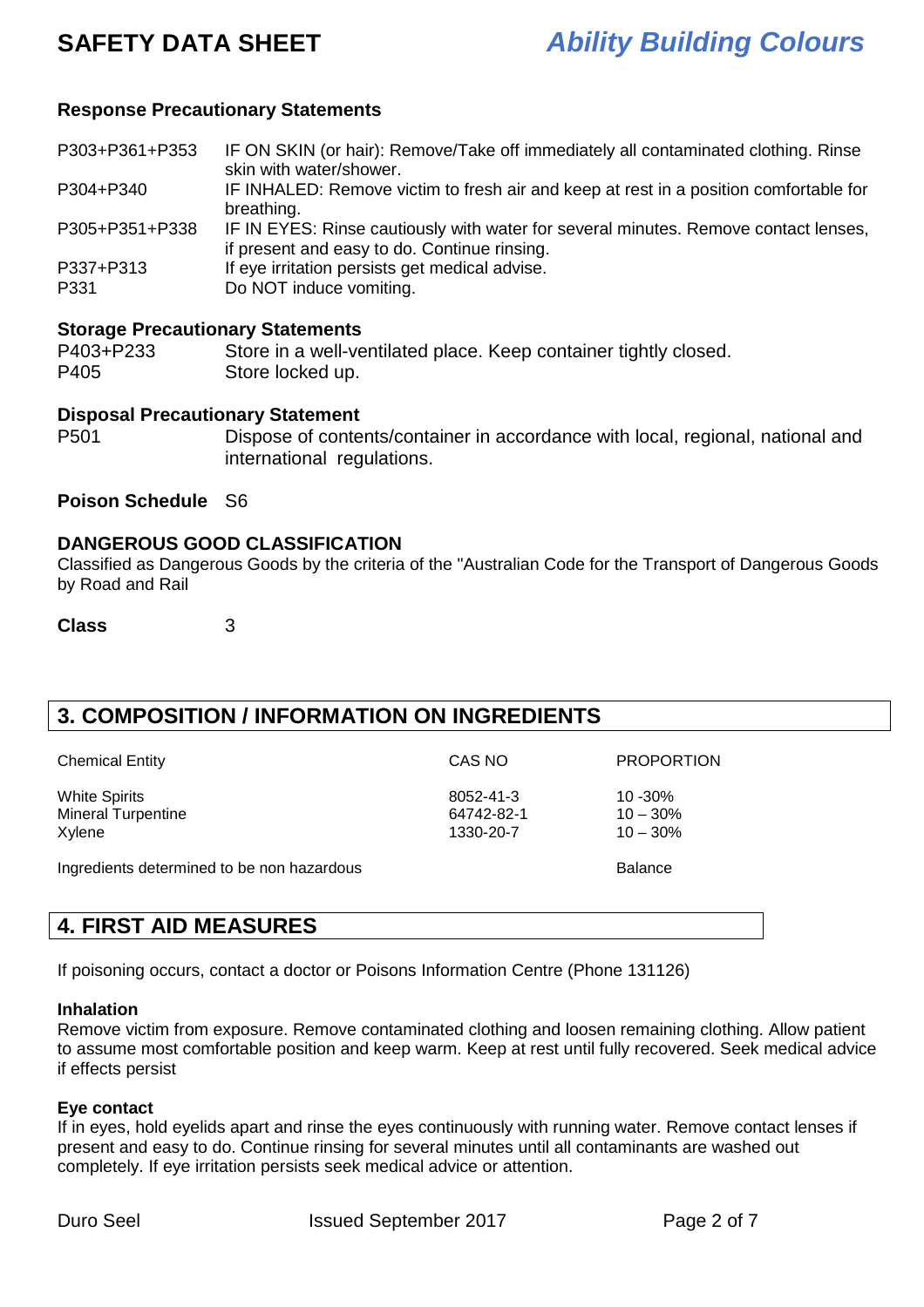### Response Precautionary Statements

| | |
|---|---|
| P303+P361+P353 | IF ON SKIN (or hair): Remove/Take off immediately all contaminated clothing. Rinse skin with water/shower. |
| P304+P340 | IF INHALED: Remove victim to fresh air and keep at rest in a position comfortable for breathing. |
| P305+P351+P338 | IF IN EYES: Rinse cautiously with water for several minutes. Remove contact lenses, if present and easy to do. Continue rinsing. |
| P337+P313 | If eye irritation persists get medical advise. |
| P331 | Do NOT induce vomiting. |

### Storage Precautionary Statements

| | |
|---|---|
| P403+P233 | Store in a well-ventilated place. Keep container tightly closed. |
| P405 | Store locked up. |

### Disposal Precautionary Statement

| | |
|---|---|
| P501 | Dispose of contents/container in accordance with local, regional, national and international regulations. |

**Poison Schedule** S6

### DANGEROUS GOOD CLASSIFICATION

Classified as Dangerous Goods by the criteria of the "Australian Code for the Transport of Dangerous Goods by Road and Rail

**Class** 3

## 3. COMPOSITION / INFORMATION ON INGREDIENTS

| Chemical Entity | CAS NO | PROPORTION |
|---|---|---|
| White Spirits | 8052-41-3 | 10 -30% |
| Mineral Turpentine | 64742-82-1 | 10 – 30% |
| Xylene | 1330-20-7 | 10 – 30% |
| Ingredients determined to be non hazardous | | Balance |

## 4. FIRST AID MEASURES

If poisoning occurs, contact a doctor or Poisons Information Centre (Phone 131126)

### Inhalation

Remove victim from exposure. Remove contaminated clothing and loosen remaining clothing. Allow patient to assume most comfortable position and keep warm. Keep at rest until fully recovered. Seek medical advice if effects persist

### Eye contact

If in eyes, hold eyelids apart and rinse the eyes continuously with running water. Remove contact lenses if present and easy to do. Continue rinsing for several minutes until all contaminants are washed out completely. If eye irritation persists seek medical advice or attention.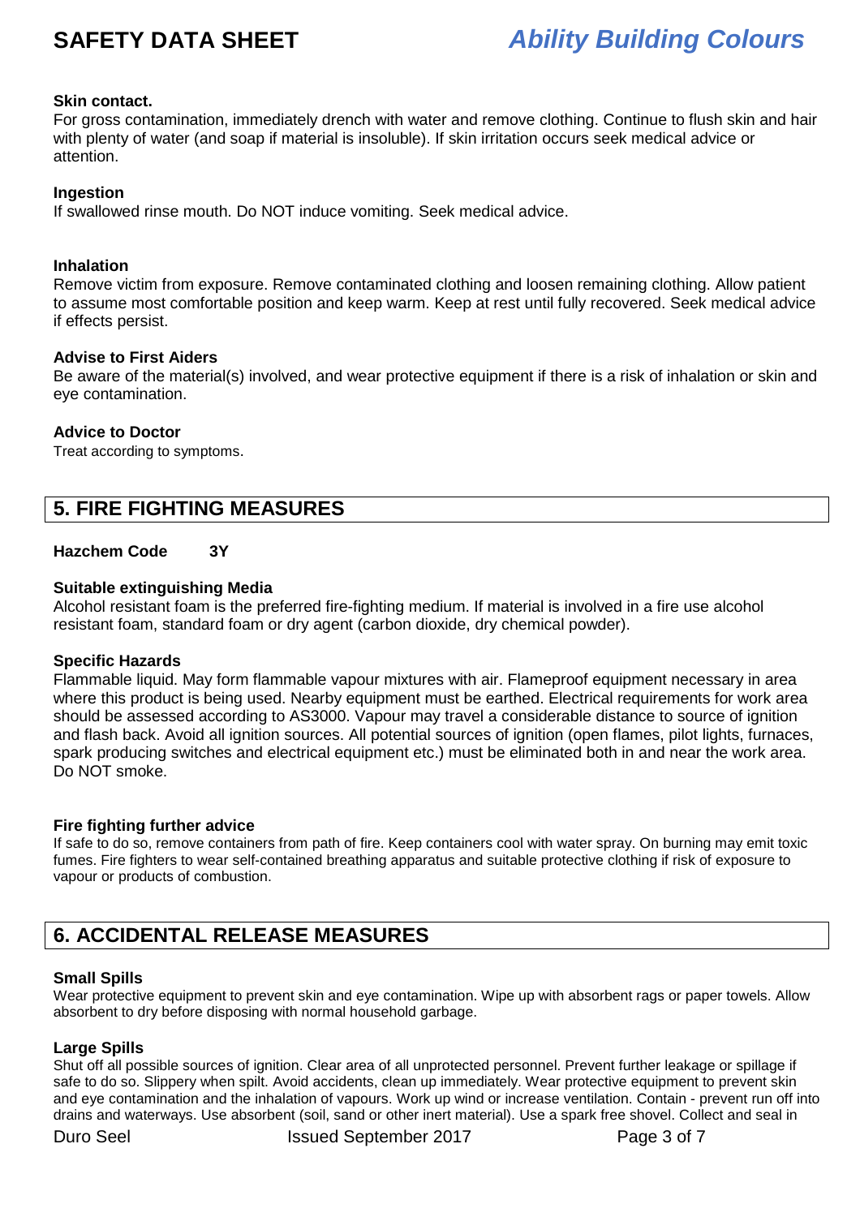**Skin contact.**

For gross contamination, immediately drench with water and remove clothing. Continue to flush skin and hair with plenty of water (and soap if material is insoluble). If skin irritation occurs seek medical advice or attention.

**Ingestion**

If swallowed rinse mouth. Do NOT induce vomiting. Seek medical advice.

**Inhalation**

Remove victim from exposure. Remove contaminated clothing and loosen remaining clothing. Allow patient to assume most comfortable position and keep warm. Keep at rest until fully recovered. Seek medical advice if effects persist.

**Advise to First Aiders**

Be aware of the material(s) involved, and wear protective equipment if there is a risk of inhalation or skin and eye contamination.

**Advice to Doctor**

Treat according to symptoms.

## 5. FIRE FIGHTING MEASURES

**Hazchem Code 3Y**

**Suitable extinguishing Media**

Alcohol resistant foam is the preferred fire-fighting medium. If material is involved in a fire use alcohol resistant foam, standard foam or dry agent (carbon dioxide, dry chemical powder).

**Specific Hazards**

Flammable liquid. May form flammable vapour mixtures with air. Flameproof equipment necessary in area where this product is being used. Nearby equipment must be earthed. Electrical requirements for work area should be assessed according to AS3000. Vapour may travel a considerable distance to source of ignition and flash back. Avoid all ignition sources. All potential sources of ignition (open flames, pilot lights, furnaces, spark producing switches and electrical equipment etc.) must be eliminated both in and near the work area. Do NOT smoke.

**Fire fighting further advice**

If safe to do so, remove containers from path of fire. Keep containers cool with water spray. On burning may emit toxic fumes. Fire fighters to wear self-contained breathing apparatus and suitable protective clothing if risk of exposure to vapour or products of combustion.

## 6. ACCIDENTAL RELEASE MEASURES

**Small Spills**

Wear protective equipment to prevent skin and eye contamination. Wipe up with absorbent rags or paper towels. Allow absorbent to dry before disposing with normal household garbage.

**Large Spills**

Shut off all possible sources of ignition. Clear area of all unprotected personnel. Prevent further leakage or spillage if safe to do so. Slippery when spilt. Avoid accidents, clean up immediately. Wear protective equipment to prevent skin and eye contamination and the inhalation of vapours. Work up wind or increase ventilation. Contain - prevent run off into drains and waterways. Use absorbent (soil, sand or other inert material). Use a spark free shovel. Collect and seal in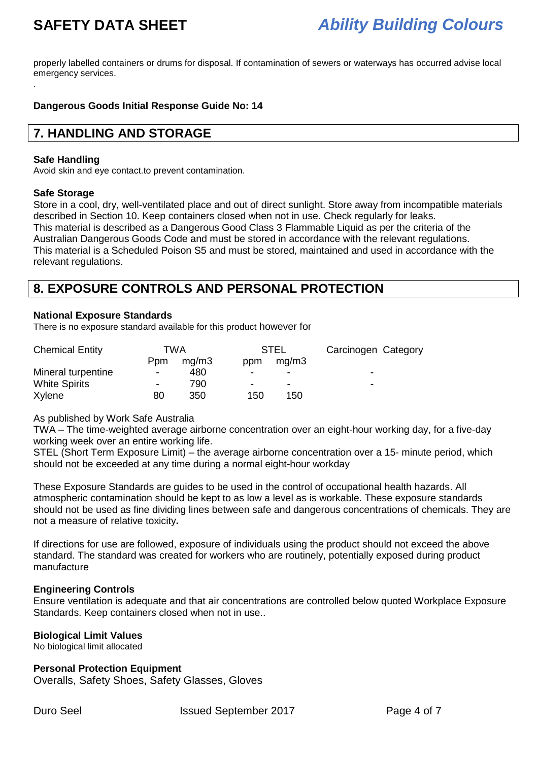properly labelled containers or drums for disposal. If contamination of sewers or waterways has occurred advise local emergency services.

.

**Dangerous Goods Initial Response Guide No: 14**

## 7. HANDLING AND STORAGE

**Safe Handling**

Avoid skin and eye contact.to prevent contamination.

**Safe Storage**

Store in a cool, dry, well-ventilated place and out of direct sunlight. Store away from incompatible materials described in Section 10. Keep containers closed when not in use. Check regularly for leaks.
This material is described as a Dangerous Good Class 3 Flammable Liquid as per the criteria of the Australian Dangerous Goods Code and must be stored in accordance with the relevant regulations.
This material is a Scheduled Poison S5 and must be stored, maintained and used in accordance with the relevant regulations.

## 8. EXPOSURE CONTROLS AND PERSONAL PROTECTION

**National Exposure Standards**

There is no exposure standard available for this product however for

| Chemical Entity | TWA | | STEL | | Carcinogen Category |
|---|---|---|---|---|---|
| | Ppm | mg/m3 | ppm | mg/m3 | |
| Mineral turpentine | - | 480 | - | - | - |
| White Spirits | - | 790 | - | - | - |
| Xylene | 80 | 350 | 150 | 150 | |

As published by Work Safe Australia

TWA – The time-weighted average airborne concentration over an eight-hour working day, for a five-day working week over an entire working life.

STEL (Short Term Exposure Limit) – the average airborne concentration over a 15- minute period, which should not be exceeded at any time during a normal eight-hour workday

These Exposure Standards are guides to be used in the control of occupational health hazards. All atmospheric contamination should be kept to as low a level as is workable. These exposure standards should not be used as fine dividing lines between safe and dangerous concentrations of chemicals. They are not a measure of relative toxicity**.**

If directions for use are followed, exposure of individuals using the product should not exceed the above standard. The standard was created for workers who are routinely, potentially exposed during product manufacture

**Engineering Controls**

Ensure ventilation is adequate and that air concentrations are controlled below quoted Workplace Exposure Standards. Keep containers closed when not in use..

**Biological Limit Values**

No biological limit allocated

**Personal Protection Equipment**

Overalls, Safety Shoes, Safety Glasses, Gloves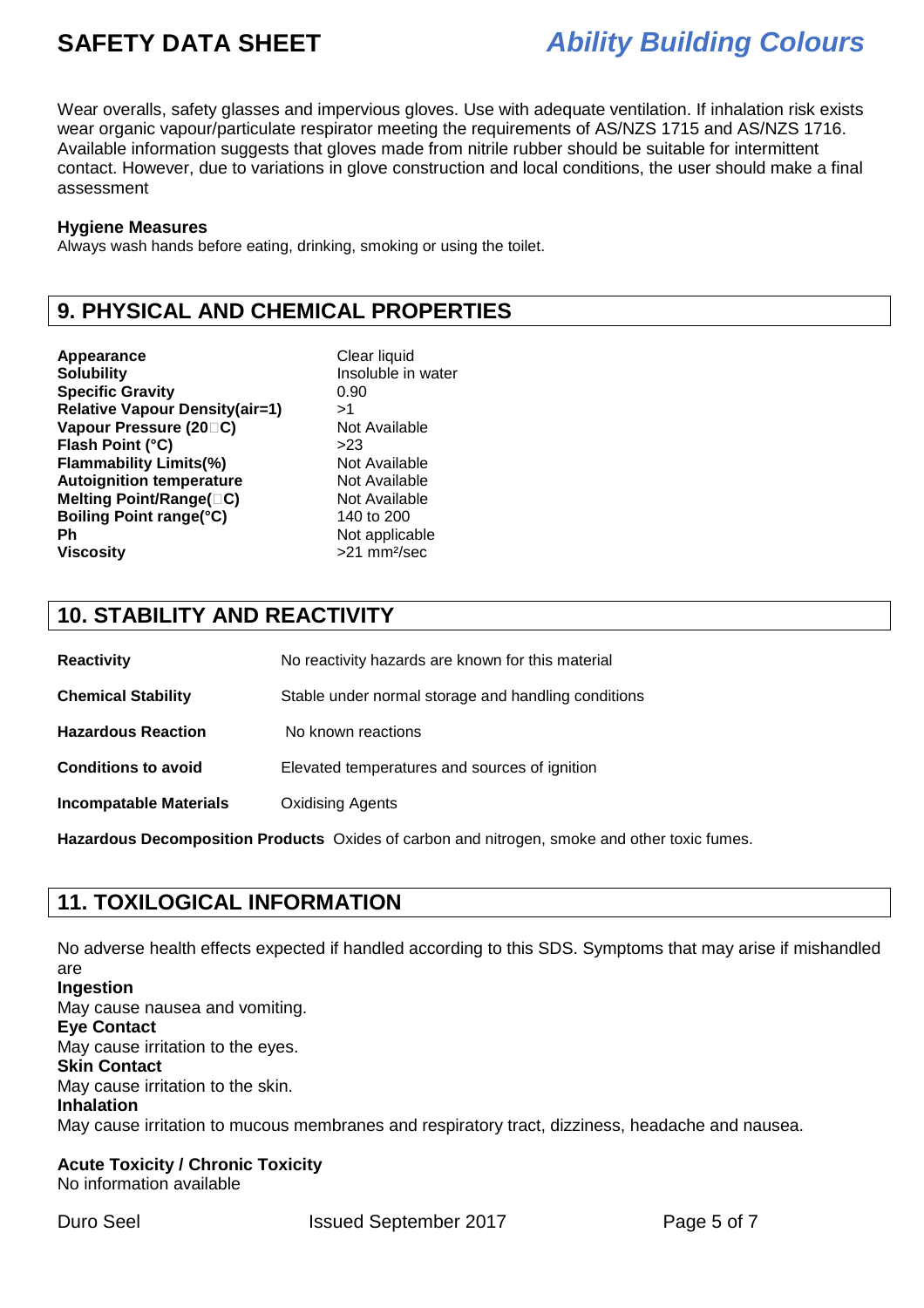Wear overalls, safety glasses and impervious gloves. Use with adequate ventilation. If inhalation risk exists wear organic vapour/particulate respirator meeting the requirements of AS/NZS 1715 and AS/NZS 1716. Available information suggests that gloves made from nitrile rubber should be suitable for intermittent contact. However, due to variations in glove construction and local conditions, the user should make a final assessment

**Hygiene Measures**
Always wash hands before eating, drinking, smoking or using the toilet.

## 9. PHYSICAL AND CHEMICAL PROPERTIES

| | |
|---|---|
| **Appearance** | Clear liquid |
| **Solubility** | Insoluble in water |
| **Specific Gravity** | 0.90 |
| **Relative Vapour Density(air=1)** | >1 |
| **Vapour Pressure (20°C)** | Not Available |
| **Flash Point (°C)** | >23 |
| **Flammability Limits(%)** | Not Available |
| **Autoignition temperature** | Not Available |
| **Melting Point/Range(°C)** | Not Available |
| **Boiling Point range(°C)** | 140 to 200 |
| **Ph** | Not applicable |
| **Viscosity** | >21 mm²/sec |

## 10. STABILITY AND REACTIVITY

| | |
|---|---|
| **Reactivity** | No reactivity hazards are known for this material |
| **Chemical Stability** | Stable under normal storage and handling conditions |
| **Hazardous Reaction** | No known reactions |
| **Conditions to avoid** | Elevated temperatures and sources of ignition |
| **Incompatable Materials** | Oxidising Agents |

**Hazardous Decomposition Products** Oxides of carbon and nitrogen, smoke and other toxic fumes.

## 11. TOXILOGICAL INFORMATION

No adverse health effects expected if handled according to this SDS. Symptoms that may arise if mishandled are

**Ingestion**
May cause nausea and vomiting.

**Eye Contact**
May cause irritation to the eyes.

**Skin Contact**
May cause irritation to the skin.

**Inhalation**
May cause irritation to mucous membranes and respiratory tract, dizziness, headache and nausea.

**Acute Toxicity / Chronic Toxicity**
No information available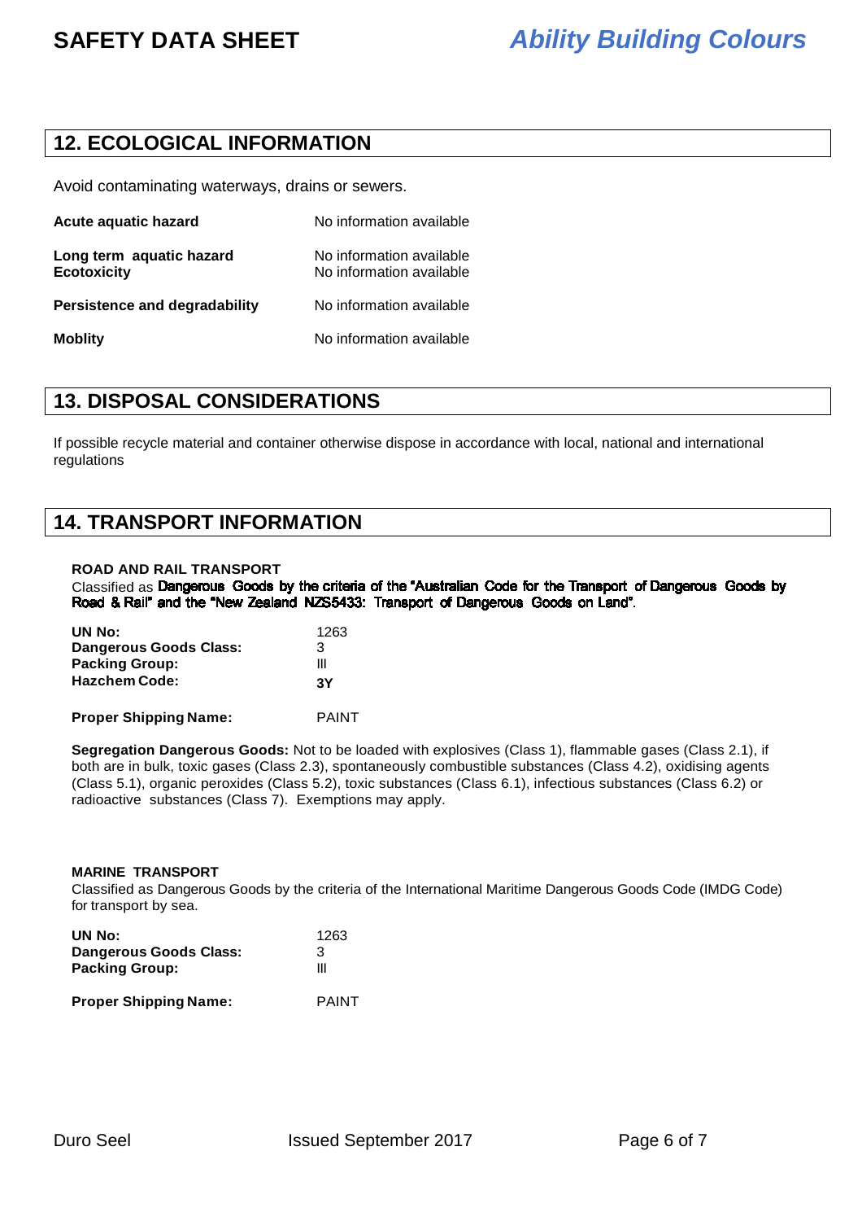## 12. ECOLOGICAL INFORMATION

Avoid contaminating waterways, drains or sewers.

| | |
|---|---|
| **Acute aquatic hazard** | No information available |
| **Long term aquatic hazard** | No information available |
| **Ecotoxicity** | No information available |
| **Persistence and degradability** | No information available |
| **Moblity** | No information available |

## 13. DISPOSAL CONSIDERATIONS

If possible recycle material and container otherwise dispose in accordance with local, national and international regulations

## 14. TRANSPORT INFORMATION

**ROAD AND RAIL TRANSPORT**

Classified as Dangerous Goods by the criteria of the "Australian Code for the Transport of Dangerous Goods by Road & Rail" and the "New Zealand NZS5433: Transport of Dangerous Goods on Land".

| | |
|---|---|
| **UN No:** | 1263 |
| **Dangerous Goods Class:** | 3 |
| **Packing Group:** | III |
| **Hazchem Code:** | **3Y** |
| **Proper Shipping Name:** | PAINT |

**Segregation Dangerous Goods:** Not to be loaded with explosives (Class 1), flammable gases (Class 2.1), if both are in bulk, toxic gases (Class 2.3), spontaneously combustible substances (Class 4.2), oxidising agents (Class 5.1), organic peroxides (Class 5.2), toxic substances (Class 6.1), infectious substances (Class 6.2) or radioactive substances (Class 7). Exemptions may apply.

**MARINE TRANSPORT**

Classified as Dangerous Goods by the criteria of the International Maritime Dangerous Goods Code (IMDG Code) for transport by sea.

| | |
|---|---|
| **UN No:** | 1263 |
| **Dangerous Goods Class:** | 3 |
| **Packing Group:** | III |
| **Proper Shipping Name:** | PAINT |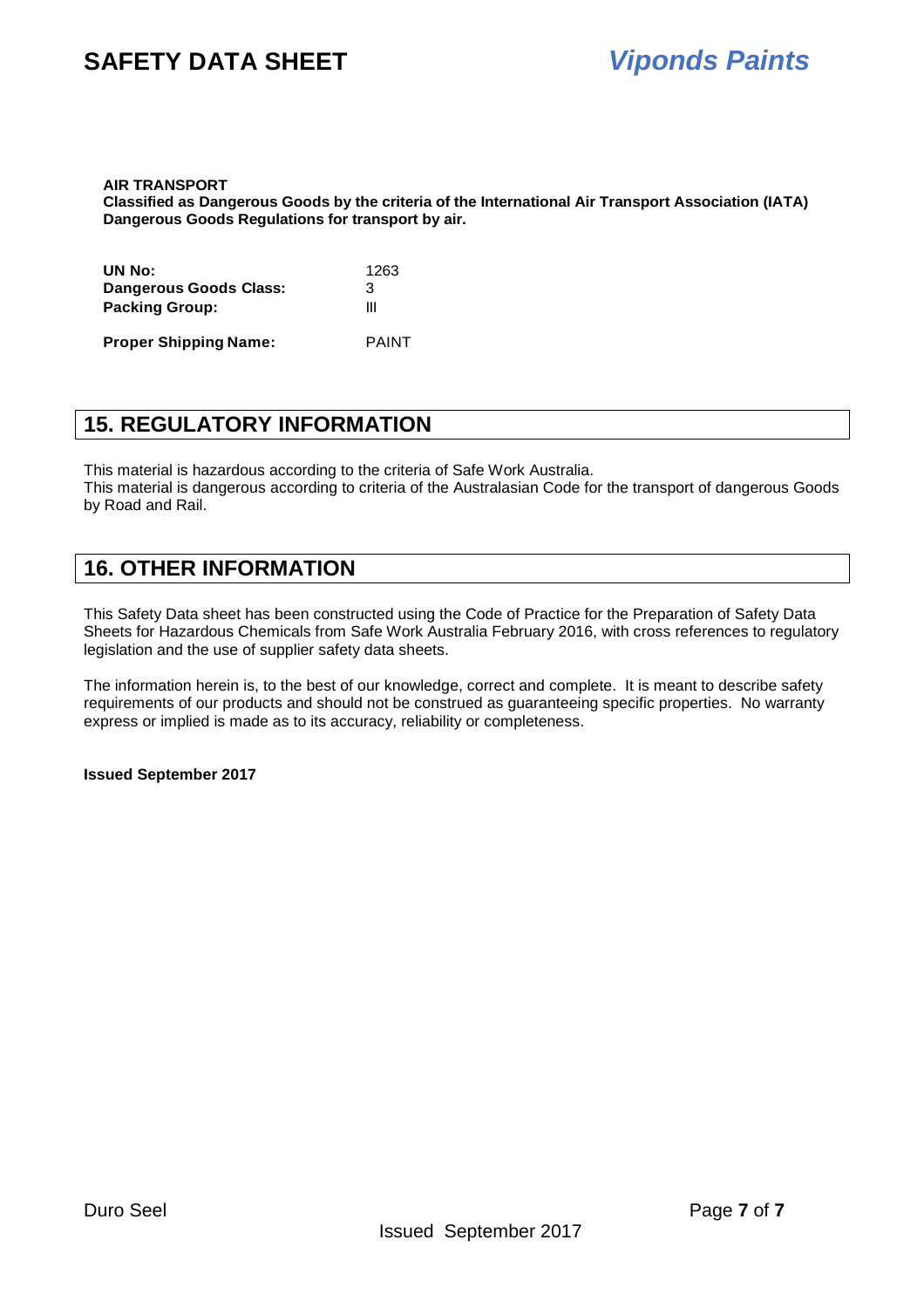**AIR TRANSPORT**
**Classified as Dangerous Goods by the criteria of the International Air Transport Association (IATA) Dangerous Goods Regulations for transport by air.**

| | |
|---|---|
| **UN No:** | 1263 |
| **Dangerous Goods Class:** | 3 |
| **Packing Group:** | III |
| **Proper Shipping Name:** | PAINT |

## 15. REGULATORY INFORMATION

This material is hazardous according to the criteria of Safe Work Australia.
This material is dangerous according to criteria of the Australasian Code for the transport of dangerous Goods by Road and Rail.

## 16. OTHER INFORMATION

This Safety Data sheet has been constructed using the Code of Practice for the Preparation of Safety Data Sheets for Hazardous Chemicals from Safe Work Australia February 2016, with cross references to regulatory legislation and the use of supplier safety data sheets.

The information herein is, to the best of our knowledge, correct and complete. It is meant to describe safety requirements of our products and should not be construed as guaranteeing specific properties. No warranty express or implied is made as to its accuracy, reliability or completeness.

**Issued September 2017**